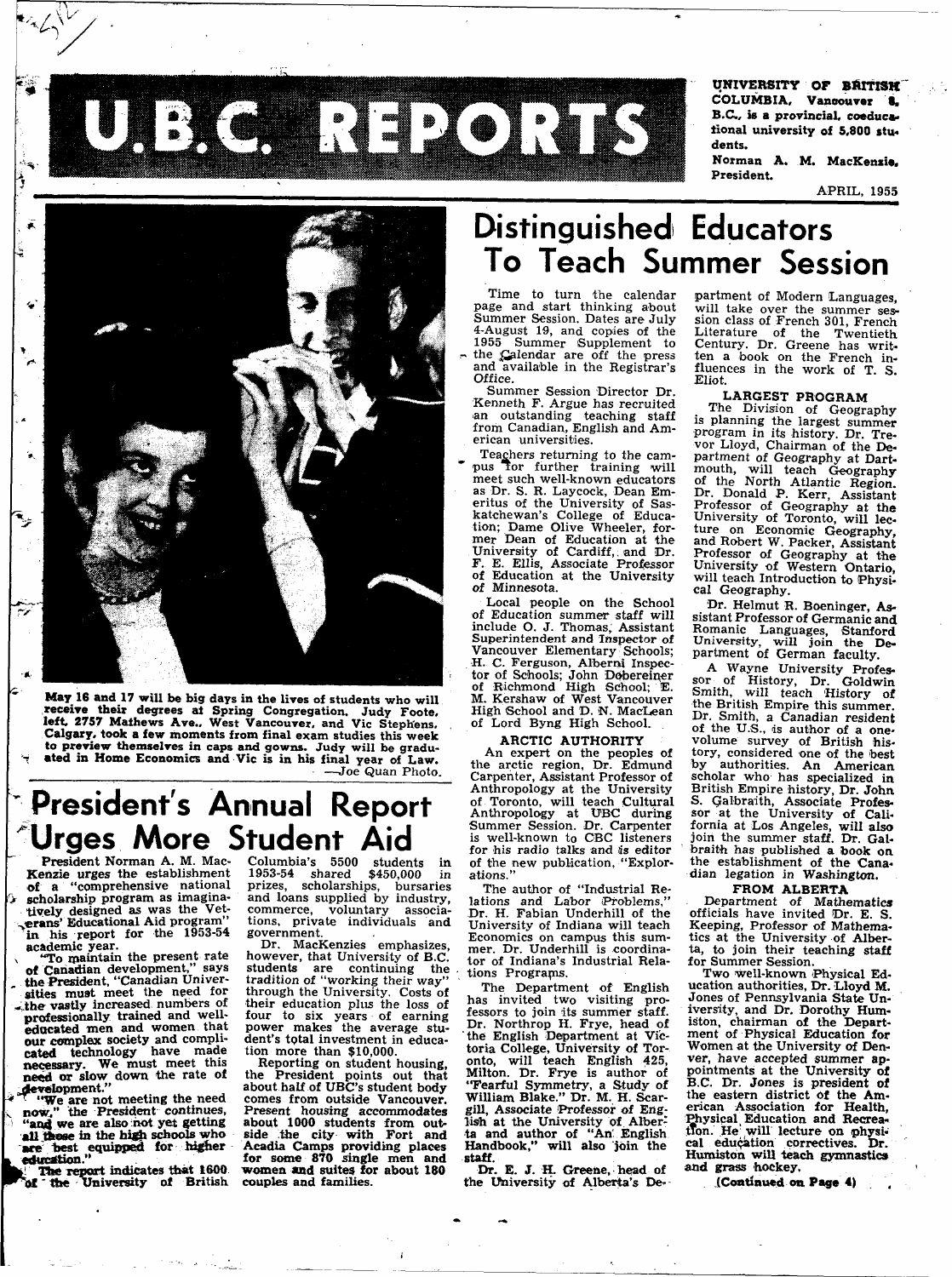# U.B.C. REPORTS

UNIVERSITY OF BRITISH COLUMBIA, Vancouver 8, B.C., is a provincial, coeducational university of 5,800 students.

Norman A. M. MacKenzie, President.

APRIL, 1955

May 16 and 17 will be big days in the lives of students who will receive their degrees at Spring Congregation. Judy Foote, left, 2757 Mathews Ave., West Vancouver, and Vic Stephens, Calgary, took a few moments from final exam studies this week to preview themselves in caps and gowns. Judy will be graduated in Home Economics and Vic is in his final year of Law. —Joe Quan Photo.

## President's Annual Report Urges More Student Aid

President Norman A. M. MacKenzie urges the establishment of a "comprehensive national scholarship program as imaginatively designed as was the Veterans' Educational Aid program" in his report for the 1953-54 academic year.

"To maintain the present rate of Canadian development," says the President, "Canadian Universities must meet the need for the vastly increased numbers of professionally trained and well-educated men and women that our complex society and complicated technology have made necessary. We must meet this need or slow down the rate of development."

"We are not meeting the need now," the President continues, "and we are also not yet getting all those in the high schools who are best equipped for higher education."

The report indicates that 1600 of the University of British Columbia's 5500 students in 1953-54 shared $450,000 in prizes, scholarships, bursaries and loans supplied by industry, commerce, voluntary associations, private individuals and government.

Dr. MacKenzies emphasizes, however, that University of B.C. students are continuing the tradition of "working their way" through the University. Costs of their education plus the loss of four to six years of earning power makes the average student's total investment in education more than $10,000.

Reporting on student housing, the President points out that about half of UBC's student body comes from outside Vancouver. Present housing accommodates about 1000 students from outside the city with Fort and Acadia Camps providing places for some 870 single men and women and suites for about 180 couples and families.

## Distinguished Educators To Teach Summer Session

Time to turn the calendar page and start thinking about Summer Session. Dates are July 4-August 19, and copies of the 1955 Summer Supplement to the Calendar are off the press and available in the Registrar's Office.

Summer Session Director Dr. Kenneth F. Argue has recruited an outstanding teaching staff from Canadian, English and American universities.

Teachers returning to the campus for further training will meet such well-known educators as Dr. S. R. Laycock, Dean Emeritus of the University of Saskatchewan's College of Education; Dame Olive Wheeler, former Dean of Education at the University of Cardiff, and Dr. F. E. Ellis, Associate Professor of Education at the University of Minnesota.

Local people on the School of Education summer staff will include O. J. Thomas, Assistant Superintendent and Inspector of Vancouver Elementary Schools; H. C. Ferguson, Alberni Inspector of Schools; John Dobereiner of Richmond High School; E. M. Kershaw of West Vancouver High School and D. N. MacLean of Lord Byng High School.

### ARCTIC AUTHORITY

An expert on the peoples of the arctic region, Dr. Edmund Carpenter, Assistant Professor of Anthropology at the University of Toronto, will teach Cultural Anthropology at UBC during Summer Session. Dr. Carpenter is well-known to CBC listeners for his radio talks and is editor of the new publication, "Explorations."

The author of "Industrial Relations and Labor Problems," Dr. H. Fabian Underhill of the University of Indiana will teach Economics on campus this summer. Dr. Underhill is coordinator of Indiana's Industrial Relations Programs.

The Department of English has invited two visiting professors to join its summer staff. Dr. Northrop H. Frye, head of the English Department at Victoria College, University of Toronto, will teach English 425, Milton. Dr. Frye is author of "Fearful Symmetry, a Study of William Blake." Dr. M. H. Scargill, Associate Professor of English at the University of Alberta and author of "An English Handbook," will also join the staff.

Dr. E. J. H. Greene, head of the University of Alberta's Department of Modern Languages, will take over the summer session class of French 301, French Literature of the Twentieth Century. Dr. Greene has written a book on the French influences in the work of T. S. Eliot.

### LARGEST PROGRAM

The Division of Geography is planning the largest summer program in its history. Dr. Trevor Lloyd, Chairman of the Department of Geography at Dartmouth, will teach Geography of the North Atlantic Region. Dr. Donald P. Kerr, Assistant Professor of Geography at the University of Toronto, will lecture on Economic Geography, and Robert W. Packer, Assistant Professor of Geography at the University of Western Ontario, will teach Introduction to Physical Geography.

Dr. Helmut R. Boeninger, Assistant Professor of Germanic and Romanic Languages, Stanford University, will join the Department of German faculty.

A Wayne University Professor of History, Dr. Goldwin Smith, will teach History of the British Empire this summer. Dr. Smith, a Canadian resident of the U.S., is author of a one-volume survey of British history, considered one of the best by authorities. An American scholar who has specialized in British Empire history, Dr. John S. Galbraith, Associate Professor at the University of California at Los Angeles, will also join the summer staff. Dr. Galbraith has published a book on the establishment of the Canadian legation in Washington.

### FROM ALBERTA

Department of Mathematics officials have invited Dr. E. S. Keeping, Professor of Mathematics at the University of Alberta, to join their teaching staff for Summer Session.

Two well-known Physical Education authorities, Dr. Lloyd M. Jones of Pennsylvania State University, and Dr. Dorothy Humiston, chairman of the Department of Physical Education for Women at the University of Denver, have accepted summer appointments at the University of B.C. Dr. Jones is president of the eastern district of the American Association for Health, Physical Education and Recreation. He will lecture on physical education correctives. Dr. Humiston will teach gymnastics and grass hockey.

(Continued on Page 4)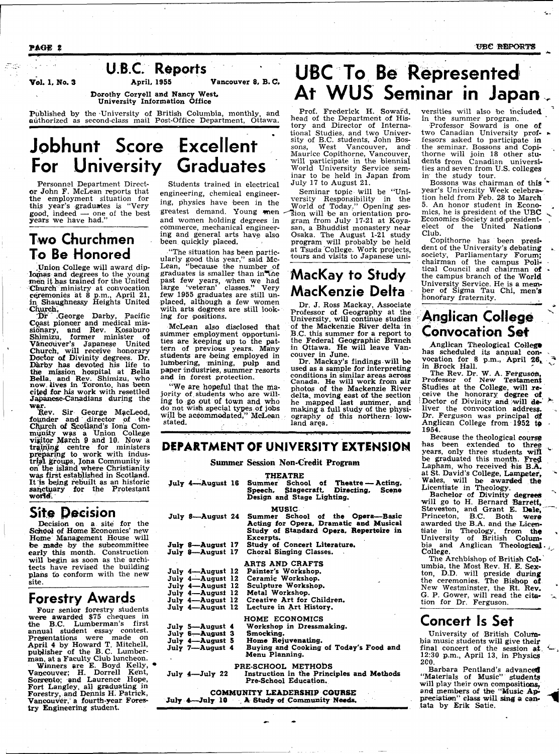# U.B.C. Reports

Vol. 1, No. 3 April, 1955 Vancouver 8, B. C.

Dorothy Coryell and Nancy West, University Information Office

Published by the University of British Columbia, monthly, and authorized as second-class mail Post-Office Department, Ottawa.

## Jobhunt Score Excellent For University Graduates

Personnel Department Director John F. McLean reports that the employment situation for this year's graduates is "Very good, indeed — one of the best years we have had."

Students trained in electrical engineering, chemical engineering, physics have been in the greatest demand. Young men and women holding degrees in commerce, mechanical engineering and general arts have also been quickly placed.

"The situation has been particularly good this year," said McLean, "because the number of graduates is smaller than in the past few years, when we had large 'veteran' classes." Very few 1955 graduates are still unplaced, although a few women with arts degrees are still looking for positions.

McLean also disclosed that summer employment opportunities are keeping up to the pattern of previous years. Many students are being employed in lumbering, mining, pulp and paper industries, summer resorts and in forest protection.

"We are hopeful that the majority of students who are willing to go out of town and who do not wish special types of jobs will be accommodated," McLean stated.

## Two Churchmen To Be Honored

Union College will award diplomas and degrees to the young men it has trained for the United Church ministry at convocation ceremonies at 8 p.m., April 21, in Shaughnessy Heights United Church.

Dr. George Darby, Pacific Coast pioneer and medical missionary, and Rev. Kosaburo Shimizu, former minister of Vancouver's Japanese United Church, will receive honorary Doctor of Divinity degrees. Dr. Darby has devoted his life to the mission hospital at Bella Bella, and Rev. Shimizu, who now lives in Toronto, has been cited for his work with resettled Japanese-Canadians during the war.

Rev. Sir George MacLeod, founder and director of the Church of Scotland's Iona Community was a Union College visitor March 9 and 10. Now a training centre for ministers preparing to work with industrial groups, Iona Community is on the island where Christianity was first established in Scotland. It is being rebuilt as an historic sanctuary for the Protestant world.

## Site Decision

Decision on a site for the School of Home Economics' new Home Management House will be made by the subcommittee early this month. Construction will begin as soon as the architects have revised the building plans to conform with the new site.

## Forestry Awards

Four senior forestry students were awarded $75 cheques in the B.C. Lumberman's first annual student essay contest. Presentations were made on April 4 by Howard T. Mitchell, publisher of the B.C. Lumberman, at a Faculty Club luncheon.

Winners are E. Boyd Kelly, Vancouver; H. Dorrell Kent, Sorrento; and Laurence Hope, Fort Langley, all graduating in Forestry, and Dennis H. Patrick, Vancouver, a fourth-year Forestry Engineering student.

## UBC To Be Represented At WUS Seminar in Japan

Prof. Frederick H. Soward, head of the Department of History and Director of International Studies, and two University of B.C. students, John Bossons, West Vancouver, and Maurice Copithorne, Vancouver, will participate in the biennial World University Service seminar to be held in Japan from July 17 to August 21.

Seminar topic will be "University Responsibility in the World of Today." Opening session will be an orientation program from July 17-21 at Koyasan, a Bhuddist monastery near Osaka. The August 1-21 study program will probably be held at Tsuda College. Work projects, tours and visits to Japanese universities will also be included in the summer program.

Professor Soward is one of two Canadian University professors asked to participate in the seminar. Bossons and Copithorne will join 18 other students from Canadian universities and seven from U.S. colleges in the study tour.

Bossons was chairman of this year's University Week celebration held from Feb. 28 to March 5. An honor student in Economics, he is president of the UBC Economics Society and president-elect of the United Nations Club.

Copithorne has been president of the University's debating society, Parliamentary Forum; chairman of the campus Political Council and chairman of the campus branch of the World University Service. He is a member of Sigma Tau Chi, men's honorary fraternity.

## MacKay to Study MacKenzie Delta

Dr. J. Ross Mackay, Associate Professor of Geography at the University, will continue studies of the Mackenzie River delta in B.C. this summer for a report to the Federal Geographic Branch in Ottawa. He will leave Vancouver in June.

Dr. Mackay's findings will be used as a sample for interpreting conditions in similar areas across Canada. He will work from air photos of the Mackenzie River delta, moving east of the section he mapped last summer, and making a full study of the physiography of this northern lowland area.

## DEPARTMENT OF UNIVERSITY EXTENSION

### Summer Session Non-Credit Program

**THEATRE**

| | |
|---|---|
| July 4—August 16 | Summer School of Theatre — Acting, Speech, Stagecraft, Directing, Scene Design and Stage Lighting. |

**MUSIC**

| | |
|---|---|
| July 8—August 24 | Summer School of the Opera—Basic Acting for Opera, Dramatic and Musical Study of Standard Opera. Repertoire in Excerpts. |
| July 8—August 17 | Study of Concert Literature. |
| July 8—August 17 | Choral Singing Classes. |

**ARTS AND CRAFTS**

| | |
|---|---|
| July 4—August 12 | Painter's Workshop. |
| July 4—August 12 | Ceramic Workshop. |
| July 4—August 12 | Sculpture Workshop. |
| July 4—August 12 | Metal Workshop. |
| July 4—August 12 | Creative Art for Children. |
| July 4—August 12 | Lecture in Art History. |

**HOME ECONOMICS**

| | |
|---|---|
| July 5—August 4 | Workshop in Dressmaking. |
| July 6—August 3 | Smocking. |
| July 4—August 5 | Home Rejuvenating. |
| July 7—August 4 | Buying and Cooking of Today's Food and Menu Planning. |

**PRE-SCHOOL METHODS**

| | |
|---|---|
| July 4—July 22 | Instruction in the Principles and Methods Pre-School Education. |

**COMMUNITY LEADERSHIP COURSE**

| | |
|---|---|
| July 4—July 10 | A Study of Community Needs. |

## Anglican College Convocation Set

Anglican Theological College has scheduled its annual convocation for 8 p.m., April 26, in Brock Hall.

The Rev. Dr. W. A. Ferguson, Professor of New Testament Studies at the College, will receive the honorary degree of Doctor of Divinity and will deliver the convocation address. Dr. Ferguson was principal of Anglican College from 1952 to 1954.

Because the theological course has been extended to three years, only three students will be graduated this month. Fred Lapham, who received his B.A. at St. David's College, Lampeter, Wales, will be awarded the Licentiate in Theology.

Bachelor of Divinity degrees will go to H. Bernard Barrett, Steveston, and Grant E. Dale, Princeton, B.C. Both were awarded the B.A. and the Licentiate in Theology, from the University of British Columbia and Anglican Theological College.

The Archbishop of British Columbia, the Most Rev. H. E. Sexton, D.D. will preside during the ceremonies. The Bishop of New Westminster, the Rt. Rev. G. P. Gower, will read the citation for Dr. Ferguson.

## Concert Is Set

University of British Columbia music students will give their final concert of the session at 12:30 p.m., April 13, in Physics 200.

Barbara Pentland's advanced "Materials of Music" students will play their own compositions, and members of the "Music Appreciation" class will sing a cantata by Erik Satie.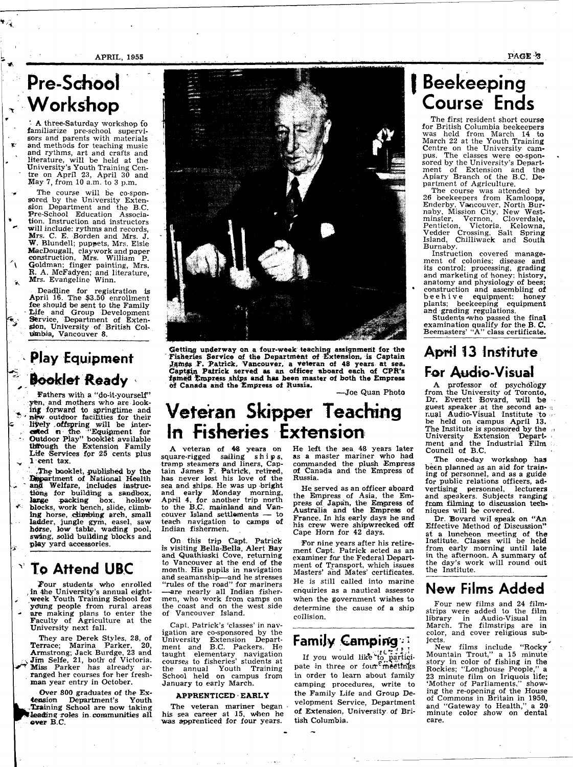## Pre-School Workshop

A three-Saturday workshop to familiarize pre-school supervisors and parents with materials and methods for teaching music and rythms, art and crafts and literature, will be held at the University's Youth Training Centre on April 23, April 30 and May 7, from 10 a.m. to 3 p.m.

The course will be co-sponsored by the University Extension Department and the B.C. Pre-School Education Association. Instruction and instructors will include: rythms and records, Mrs. C. E. Borden and Mrs. J. W. Blundell; puppets, Mrs. Elsie MacDougall, claywork and paper construction, Mrs. William P. Goldman; finger painting, Mrs. R. A. McFadyen; and literature, Mrs. Evangeline Winn.

Deadline for registration is April 16. The $3.50 enrollment fee should be sent to the Family Life and Group Development Service, Department of Extension, University of British Columbia, Vancouver 8.

## Play Equipment Booklet Ready

Fathers with a "do-it-yourself" yen, and mothers who are looking forward to springtime and new outdoor facilities for their lively offspring will be interested in the "Equipment for Outdoor Play" booklet available through the Extension Family Life Services for 25 cents plus 1 cent tax.

The booklet, published by the Department of National Health and Welfare, includes instructions for building a sandbox, large packing box, hollow blocks, work bench, slide, climbing horse, climbing arch, small ladder, jungle gym, easel, saw horse, low table, wading pool, swing, solid building blocks and play yard accessories.

## To Attend UBC

Four students who enrolled in the University's annual eight-week Youth Training School for young people from rural areas are making plans to enter the Faculty of Agriculture at the University next fall.

They are Derek Styles, 28, of Terrace; Marina Parker, 20, Armstrong; Jack Burdge, 23 and Jim Selfe, 21, both of Victoria. Miss Parker has already arranged her courses for her freshman year entry in October.

Over 800 graduates of the Extension Department's Youth Training School are now taking leading roles in communities all over B.C.

Getting underway on a four-week teaching assignment for the Fisheries Service of the Department of Extension, is Captain James F. Patrick, Vancouver, a veteran of 48 years at sea. Captain Patrick served as an officer aboard each of CPR's famed Empress ships and has been master of both the Empress of Canada and the Empress of Russia.

—Joe Quan Photo

## Veteran Skipper Teaching In Fisheries Extension

A veteran of 48 years on square-rigged sailing ships, tramp steamers and liners, Captain James F. Patrick, retired, has never lost his love of the sea and ships. He was up bright and early Monday morning, April 4, for another trip north to the B.C. mainland and Vancouver Island settlements — to teach navigation to camps of Indian fishermen.

On this trip Capt. Patrick is visiting Bella-Bella, Alert Bay and Quathiaski Cove, returning to Vancouver at the end of the month. His pupils in navigation and seamanship—and he stresses "rules of the road" for mariners—are nearly all Indian fishermen, who work from camps on the coast and on the west side of Vancouver Island.

Capt. Patrick's 'classes' in navigation are co-sponsored by the University Extension Department and B.C. Packers. He taught elementary navigation courses to fisheries' students at the annual Youth Training School held on campus from January to early March.

### APPRENTICED EARLY

The veteran mariner began his sea career at 15, when he was apprenticed for four years. He left the sea 48 years later as a master mariner who had commanded the plush Empress of Canada and the Empress of Russia.

He served as an officer aboard the Empress of Asia, the Empress of Japan, the Empress of Australia and the Empress of France. In his early days he and his crew were shipwrecked off Cape Horn for 42 days.

For nine years after his retirement Capt. Patrick acted as an examiner for the Federal Department of Transport, which issues Masters' and Mates' certificates. He is still called into marine enquiries as a nautical assessor when the government wishes to determine the cause of a ship collision.

## Family Camping

If you would like to participate in three or four meetings in order to learn about family camping procedures, write to the Family Life and Group Development Service, Department of Extension, University of British Columbia.

## Beekeeping Course Ends

The first resident short course for British Columbia beekeepers was held from March 14 to March 22 at the Youth Training Centre on the University campus. The classes were co-sponsored by the University's Department of Extension and the Apiary Branch of the B.C. Department of Agriculture.

The course was attended by 26 beekeepers from Kamloops, Enderby, Vancouver, North Burnaby, Mission City, New Westminster, Vernon, Cloverdale, Penticton, Victoria, Kelowna, Vedder Crossing, Salt Spring Island, Chilliwack and South Burnaby.

Instruction covered management of colonies; disease and its control; processing, grading and marketing of honey; history, anatomy and physiology of bees; construction and assembling of beehive equipment; honey plants; beekeeping equipment and grading regulations.

Students who passed the final examination qualify for the B. C. Beemasters' "A" class certificate.

## April 13 Institute For Audio-Visual

A professor of psychology from the University of Toronto, Dr. Everett Bovard, will be guest speaker at the second annual Audio-Visual Institute to be held on campus April 13. The Institute is sponsored by the University Extension Department and the Industrial Film Council of B.C.

The one-day workshop has been planned as an aid for training of personnel, and as a guide for public relations officers, advertising personnel, lecturers and speakers. Subjects ranging from filming to discussion techniques will be covered.

Dr. Bovard wil speak on "An Effective Method of Discussion" at a luncheon meeting of the Institute. Classes will be held from early morning until late in the afternoon. A summary of the day's work will round out the Institute.

## New Films Added

Four new films and 24 filmstrips were added to the film library in Audio-Visual in March. The filmstrips are in color, and cover religious subjects.

New films include "Rocky Mountain Trout," a 15 minute story in color of fishing in the Rockies; "Longhouse People," a 23 minute film on Iriquois life; 'Mother of Parliaments," showing the re-opening of the House of Commons in Britain in 1950, and "Gateway to Health," a 20 minute color show on dental care.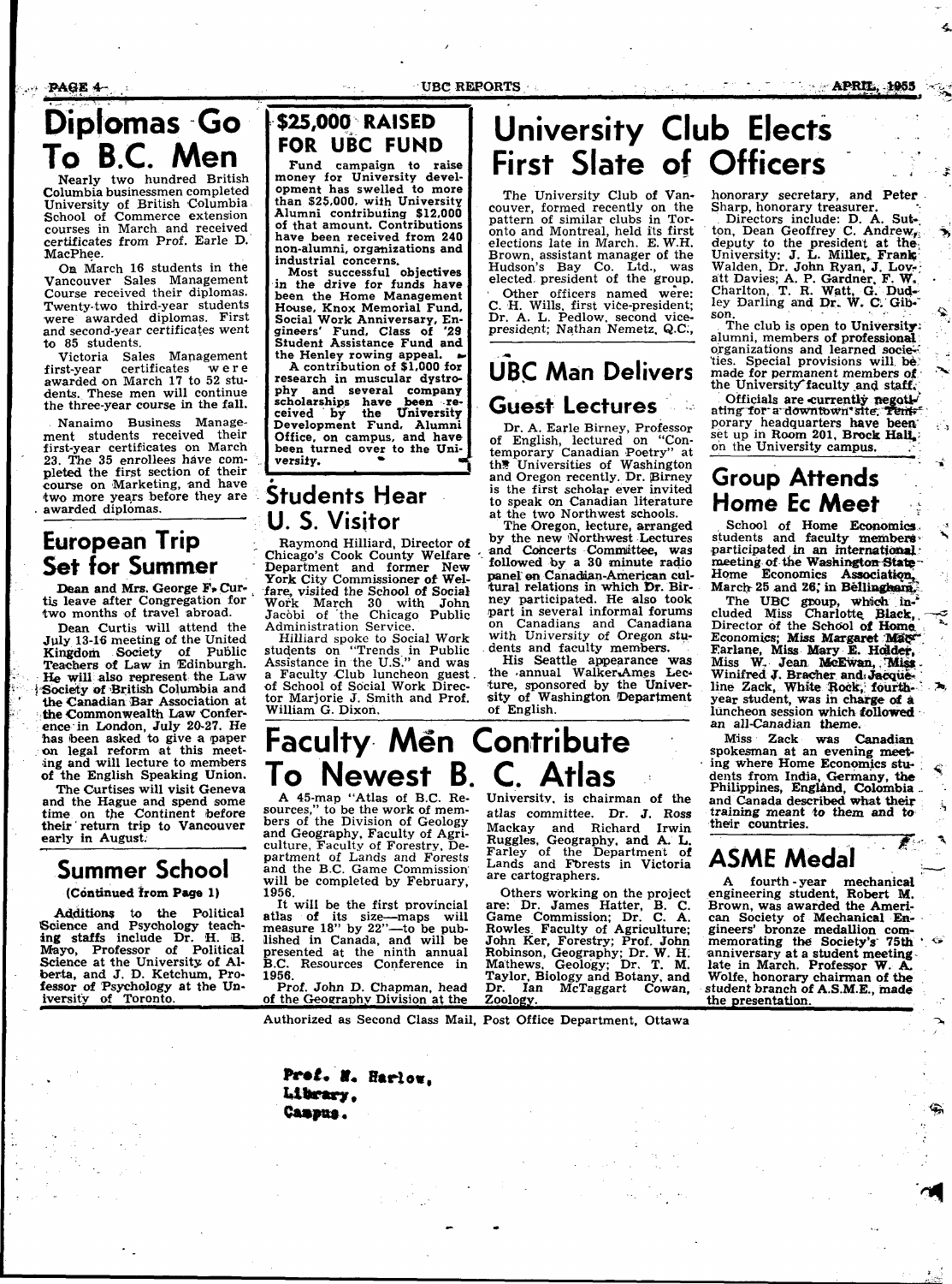# Diplomas Go To B.C. Men

Nearly two hundred British Columbia businessmen completed University of British Columbia School of Commerce extension courses in March and received certificates from Prof. Earle D. MacPhee.

On March 16 students in the Vancouver Sales Management Course received their diplomas. Twenty-two third-year students were awarded diplomas. First and second-year certificates went to 85 students.

Victoria Sales Management first-year certificates were awarded on March 17 to 52 students. These men will continue the three-year course in the fall.

Nanaimo Business Management students received their first-year certificates on March 23. The 35 enrollees have completed the first section of their course on Marketing, and have two more years before they are awarded diplomas.

## European Trip Set for Summer

Dean and Mrs. George F. Curtis leave after Congregation for two months of travel abroad.

Dean Curtis will attend the July 13-16 meeting of the United Kingdom Society of Public Teachers of Law in Edinburgh. He will also represent the Law Society of British Columbia and the Canadian Bar Association at the Commonwealth Law Conference in London, July 20-27. He has been asked to give a paper on legal reform at this meeting and will lecture to members of the English Speaking Union.

The Curtises will visit Geneva and the Hague and spend some time on the Continent before their return trip to Vancouver early in August.

## Summer School

**(Continued from Page 1)**

Additions to the Political Science and Psychology teaching staffs include Dr. H. B. Mayo, Professor of Political Science at the University of Alberta, and J. D. Ketchum, Professor of Psychology at the University of Toronto.

## $25,000 RAISED FOR UBC FUND

Fund campaign to raise money for University development has swelled to more than $25,000, with University Alumni contributing $12,000 of that amount. Contributions have been received from 240 non-alumni, organizations and industrial concerns.

Most successful objectives in the drive for funds have been the Home Management House, Knox Memorial Fund, Social Work Anniversary, Engineers' Fund, Class of '29 Student Assistance Fund and the Henley rowing appeal.

A contribution of $1,000 for research in muscular dystrophy and several company scholarships have been received by the University Development Fund, Alumni Office, on campus, and have been turned over to the University.

## Students Hear U. S. Visitor

Raymond Hilliard, Director of Chicago's Cook County Welfare Department and former New York City Commissioner of Welfare, visited the School of Social Work March 30 with John Jacobi of the Chicago Public Administration Service.

Hilliard spoke to Social Work students on "Trends in Public Assistance in the U.S." and was a Faculty Club luncheon guest of School of Social Work Director Marjorie J. Smith and Prof. William G. Dixon.

# University Club Elects First Slate of Officers

The University Club of Vancouver, formed recently on the pattern of similar clubs in Toronto and Montreal, held its first elections late in March. E. W.H. Brown, assistant manager of the Hudson's Bay Co. Ltd., was elected president of the group.

Other officers named were: C. H. Wills, first vice-president; Dr. A. L. Pedlow, second vice-president; Nathan Nemetz, Q.C., honorary secretary, and Peter Sharp, honorary treasurer.

Directors include: D. A. Sutton, Dean Geoffrey C. Andrew, deputy to the president at the University; J. L. Miller, Frank Walden, Dr. John Ryan, J. Lovatt Davies; A. P. Gardner, F. W. Charlton, T. R. Watt, G. Dudley Darling and Dr. W. C. Gibson.

The club is open to University alumni, members of professional organizations and learned societies. Special provisions will be made for permanent members of the University faculty and staff.

Officials are currently negotiating for a downtown site. Temporary headquarters have been set up in Room 201, Brock Hall, on the University campus.

## UBC Man Delivers Guest Lectures

Dr. A. Earle Birney, Professor of English, lectured on "Contemporary Canadian Poetry" at the Universities of Washington and Oregon recently. Dr. Birney is the first scholar ever invited to speak on Canadian literature at the two Northwest schools.

The Oregon lecture, arranged by the new Northwest Lectures and Concerts Committee, was followed by a 30 minute radio panel on Canadian-American cultural relations in which Dr. Birney participated. He also took part in several informal forums on Canadians and Canadiana with University of Oregon students and faculty members.

His Seattle appearance was the annual Walker-Ames Lecture, sponsored by the University of Washington Department of English.

## Group Attends Home Ec Meet

School of Home Economics students and faculty members participated in an international meeting of the Washington State Home Economics Association, March 25 and 26, in Bellingham.

The UBC group, which included Miss Charlotte Black, Director of the School of Home Economics; Miss Margaret MacFarlane, Miss Mary E. Holder, Miss W. Jean McEwan, Miss Winifred J. Bracher and Jacqueline Zack, White Rock, fourth-year student, was in charge of a luncheon session which followed an all-Canadian theme.

Miss Zack was Canadian spokesman at an evening meeting where Home Economics students from India, Germany, the Philippines, England, Colombia and Canada described what their training meant to them and to their countries.

# Faculty Men Contribute To Newest B. C. Atlas

A 45-map "Atlas of B.C. Resources," to be the work of members of the Division of Geology and Geography, Faculty of Agriculture, Faculty of Forestry, Department of Lands and Forests and the B.C. Game Commission will be completed by February, 1956.

It will be the first provincial atlas of its size—maps will measure 18" by 22"—to be published in Canada, and will be presented at the ninth annual B.C. Resources Conference in 1956.

Prof. John D. Chapman, head of the Geography Division at the University, is chairman of the atlas committee. Dr. J. Ross Mackay and Richard Irwin Ruggles, Geography, and A. L. Farley of the Department of Lands and Forests in Victoria are cartographers.

Others working on the project are: Dr. James Hatter, B. C. Game Commission; Dr. C. A. Rowles, Faculty of Agriculture; John Ker, Forestry; Prof. John Robinson, Geography; Dr. W. H. Mathews, Geology; Dr. T. M. Taylor, Biology and Botany, and Dr. Ian McTaggart Cowan, Zoology.

## ASME Medal

A fourth-year mechanical engineering student, Robert M. Brown, was awarded the American Society of Mechanical Engineers' bronze medallion commemorating the Society's 75th anniversary at a student meeting late in March. Professor W. A. Wolfe, honorary chairman of the student branch of A.S.M.E., made the presentation.

Authorized as Second Class Mail, Post Office Department, Ottawa

Prof. M. Harlow,
Library,
Campus.